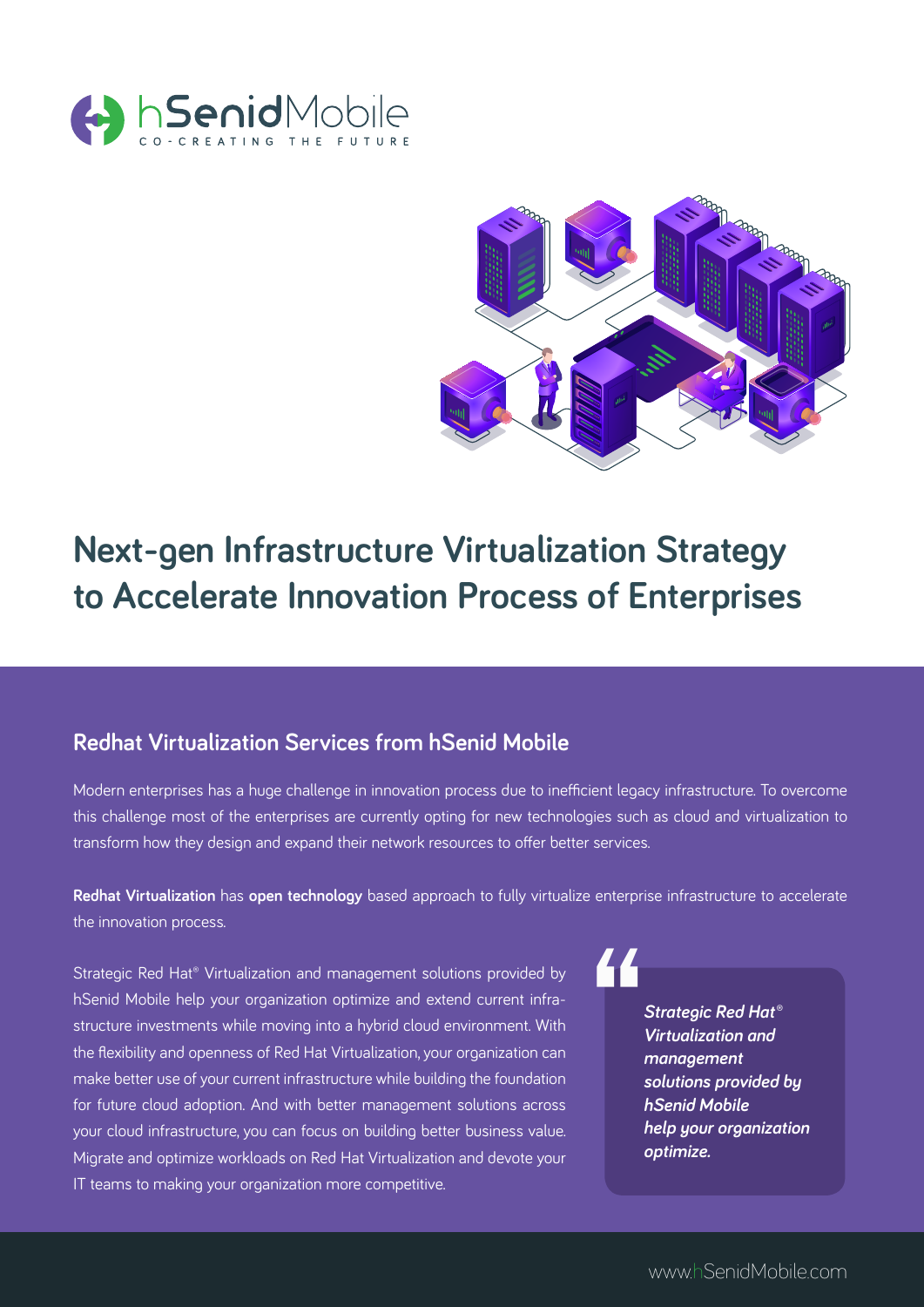hSenidMobile
CO-CREATING THE FUTURE

# Next-gen Infrastructure Virtualization Strategy to Accelerate Innovation Process of Enterprises

## Redhat Virtualization Services from hSenid Mobile

Modern enterprises has a huge challenge in innovation process due to inefficient legacy infrastructure. To overcome this challenge most of the enterprises are currently opting for new technologies such as cloud and virtualization to transform how they design and expand their network resources to offer better services.

**Redhat Virtualization** has **open technology** based approach to fully virtualize enterprise infrastructure to accelerate the innovation process.

Strategic Red Hat® Virtualization and management solutions provided by hSenid Mobile help your organization optimize and extend current infrastructure investments while moving into a hybrid cloud environment. With the flexibility and openness of Red Hat Virtualization, your organization can make better use of your current infrastructure while building the foundation for future cloud adoption. And with better management solutions across your cloud infrastructure, you can focus on building better business value. Migrate and optimize workloads on Red Hat Virtualization and devote your IT teams to making your organization more competitive.

> ***Strategic Red Hat® Virtualization and management solutions provided by hSenid Mobile help your organization optimize.***

www.hSenidMobile.com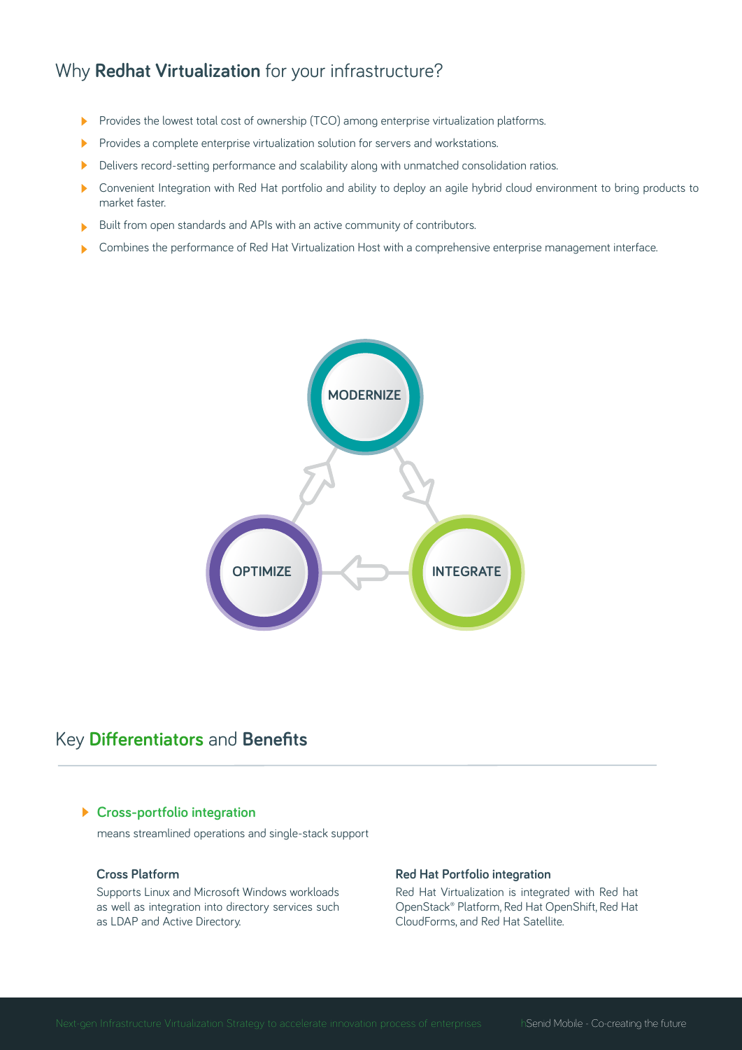## Why **Redhat Virtualization** for your infrastructure?

- Provides the lowest total cost of ownership (TCO) among enterprise virtualization platforms.
- Provides a complete enterprise virtualization solution for servers and workstations.
- Delivers record-setting performance and scalability along with unmatched consolidation ratios.
- Convenient Integration with Red Hat portfolio and ability to deploy an agile hybrid cloud environment to bring products to market faster.
- Built from open standards and APIs with an active community of contributors.
- Combines the performance of Red Hat Virtualization Host with a comprehensive enterprise management interface.

MODERNIZE

OPTIMIZE

INTEGRATE

## Key **Differentiators** and **Benefits**

### Cross-portfolio integration

means streamlined operations and single-stack support

**Cross Platform**

Supports Linux and Microsoft Windows workloads as well as integration into directory services such as LDAP and Active Directory.

**Red Hat Portfolio integration**

Red Hat Virtualization is integrated with Red hat OpenStack® Platform, Red Hat OpenShift, Red Hat CloudForms, and Red Hat Satellite.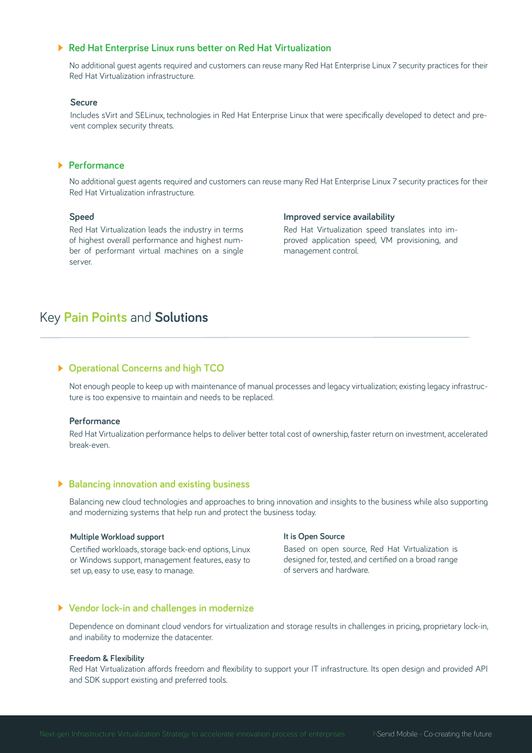### Red Hat Enterprise Linux runs better on Red Hat Virtualization

No additional guest agents required and customers can reuse many Red Hat Enterprise Linux 7 security practices for their Red Hat Virtualization infrastructure.

**Secure**

Includes sVirt and SELinux, technologies in Red Hat Enterprise Linux that were specifically developed to detect and prevent complex security threats.

### Performance

No additional guest agents required and customers can reuse many Red Hat Enterprise Linux 7 security practices for their Red Hat Virtualization infrastructure.

**Speed**

Red Hat Virtualization leads the industry in terms of highest overall performance and highest number of performant virtual machines on a single server.

**Improved service availability**

Red Hat Virtualization speed translates into improved application speed, VM provisioning, and management control.

## Key Pain Points and Solutions

### Operational Concerns and high TCO

Not enough people to keep up with maintenance of manual processes and legacy virtualization; existing legacy infrastructure is too expensive to maintain and needs to be replaced.

**Performance**

Red Hat Virtualization performance helps to deliver better total cost of ownership, faster return on investment, accelerated break-even.

### Balancing innovation and existing business

Balancing new cloud technologies and approaches to bring innovation and insights to the business while also supporting and modernizing systems that help run and protect the business today.

**Multiple Workload support**

Certified workloads, storage back-end options, Linux or Windows support, management features, easy to set up, easy to use, easy to manage.

**It is Open Source**

Based on open source, Red Hat Virtualization is designed for, tested, and certified on a broad range of servers and hardware.

### Vendor lock-in and challenges in modernize

Dependence on dominant cloud vendors for virtualization and storage results in challenges in pricing, proprietary lock-in, and inability to modernize the datacenter.

**Freedom & Flexibility**

Red Hat Virtualization affords freedom and flexibility to support your IT infrastructure. Its open design and provided API and SDK support existing and preferred tools.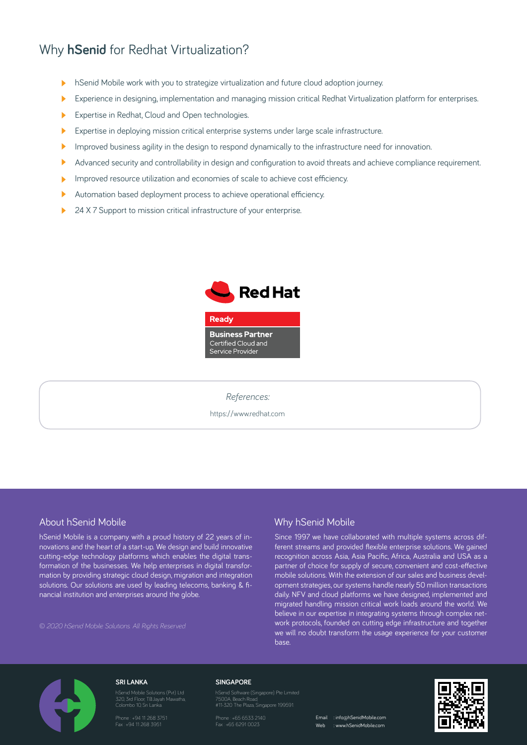## Why **hSenid** for Redhat Virtualization?

- hSenid Mobile work with you to strategize virtualization and future cloud adoption journey.
- Experience in designing, implementation and managing mission critical Redhat Virtualization platform for enterprises.
- Expertise in Redhat, Cloud and Open technologies.
- Expertise in deploying mission critical enterprise systems under large scale infrastructure.
- Improved business agility in the design to respond dynamically to the infrastructure need for innovation.
- Advanced security and controllability in design and configuration to avoid threats and achieve compliance requirement.
- Improved resource utilization and economies of scale to achieve cost efficiency.
- Automation based deployment process to achieve operational efficiency.
- 24 X 7 Support to mission critical infrastructure of your enterprise.

Red Hat

Ready

**Business Partner**
Certified Cloud and
Service Provider

*References:*

https://www.redhat.com

## About hSenid Mobile

hSenid Mobile is a company with a proud history of 22 years of innovations and the heart of a start-up. We design and build innovative cutting-edge technology platforms which enables the digital transformation of the businesses. We help enterprises in digital transformation by providing strategic cloud design, migration and integration solutions. Our solutions are used by leading telecoms, banking & financial institution and enterprises around the globe.

*© 2020 hSenid Mobile Solutions. All Rights Reserved*

## Why hSenid Mobile

Since 1997 we have collaborated with multiple systems across different streams and provided flexible enterprise solutions. We gained recognition across Asia, Asia Pacific, Africa, Australia and USA as a partner of choice for supply of secure, convenient and cost-effective mobile solutions. With the extension of our sales and business development strategies, our systems handle nearly 50 million transactions daily. NFV and cloud platforms we have designed, implemented and migrated handling mission critical work loads around the world. We believe in our expertise in integrating systems through complex network protocols, founded on cutting edge infrastructure and together we will no doubt transform the usage experience for your customer base.

**SRI LANKA**

hSenid Mobile Solutions (Pvt) Ltd
320, 3rd Floor, T.B.Jayah Mawatha,
Colombo 10, Sri Lanka

Phone : +94 11 268 3751
Fax : +94 11 268 3951

**SINGAPORE**

hSenid Software (Singapore) Pte Limited
7500A, Beach Road,
#11-320 The Plaza, Singapore 199591

Phone : +65 6533 2140
Fax : +65 6291 0023

Email : info@hSenidMobile.com
Web : www.hSenidMobile.com